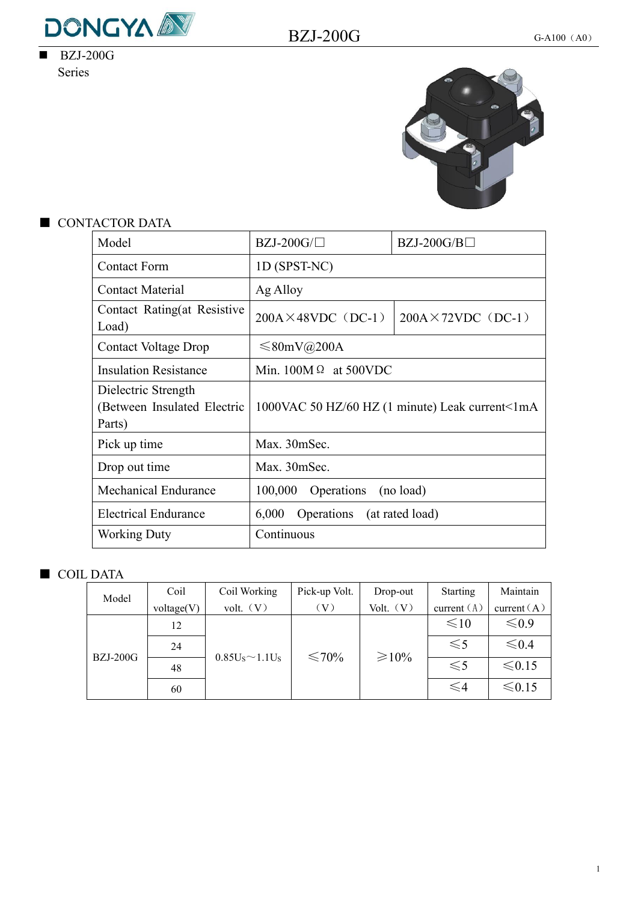- BZJ-200G
  Series

## CONTACTOR DATA

| Model | BZJ-200G/□ | BZJ-200G/B□ |
|---|---|---|
| Contact Form | 1D (SPST-NC) | |
| Contact Material | Ag Alloy | |
| Contact Rating(at Resistive Load) | 200A×48VDC（DC-1） | 200A×72VDC（DC-1） |
| Contact Voltage Drop | ≤80mV@200A | |
| Insulation Resistance | Min. 100MΩ at 500VDC | |
| Dielectric Strength (Between Insulated Electric Parts) | 1000VAC 50 HZ/60 HZ (1 minute) Leak current<1mA | |
| Pick up time | Max. 30mSec. | |
| Drop out time | Max. 30mSec. | |
| Mechanical Endurance | 100,000 Operations (no load) | |
| Electrical Endurance | 6,000 Operations (at rated load) | |
| Working Duty | Continuous | |

## COIL DATA

| Model | Coil voltage(V) | Coil Working volt.（V） | Pick-up Volt.（V） | Drop-out Volt.（V） | Starting current（A） | Maintain current（A） |
|---|---|---|---|---|---|---|
| BZJ-200G | 12 | 0.85Us～1.1Us | ≤70% | ≥10% | ≤10 | ≤0.9 |
| | 24 | | | | ≤5 | ≤0.4 |
| | 48 | | | | ≤5 | ≤0.15 |
| | 60 | | | | ≤4 | ≤0.15 |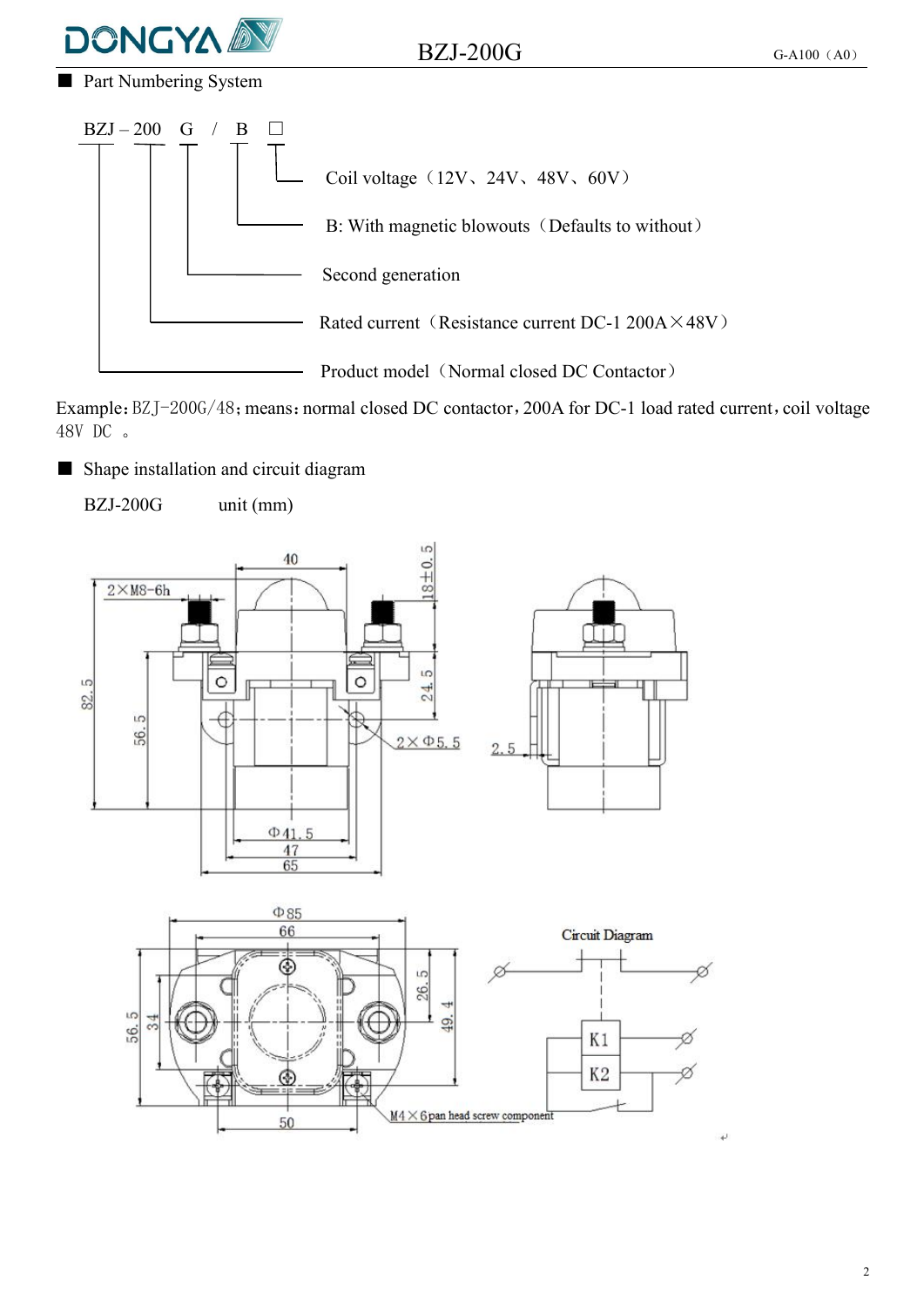## Part Numbering System

BZJ – 200 G / B □

- □ : Coil voltage（12V、24V、48V、60V）
- B: With magnetic blowouts（Defaults to without）
- G: Second generation
- 200: Rated current（Resistance current DC-1 200A×48V）
- BZJ: Product model（Normal closed DC Contactor）

Example: BZJ-200G/48; means: normal closed DC contactor, 200A for DC-1 load rated current, coil voltage 48V DC 。

## Shape installation and circuit diagram

BZJ-200G unit (mm)

2×M8-6h, 40, 18±0.5, 82.5, 56.5, 24.5, 2×Φ5.5, 2.5, Φ41.5, 47, 65

Φ85, 66, 56.5, 34, 26.5, 49.4, 50, M4×6pan head screw component

Circuit Diagram

K1, K2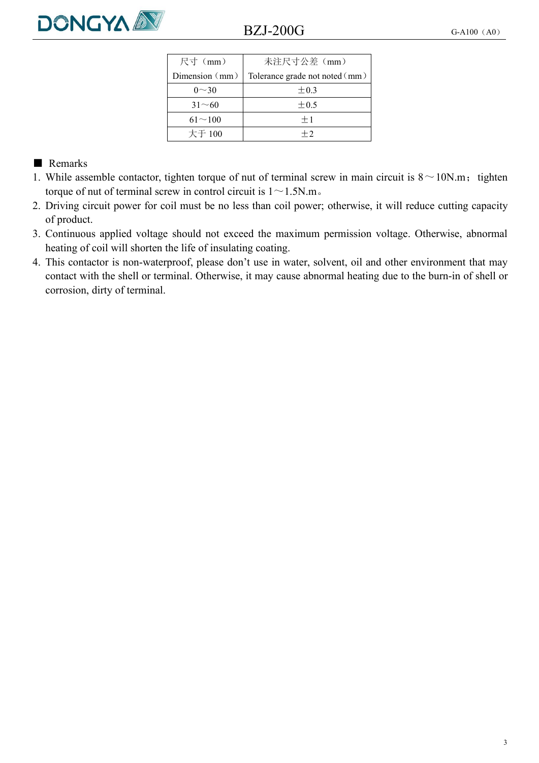| 尺寸（mm） Dimension（mm） | 未注尺寸公差（mm） Tolerance grade not noted（mm） |
|---|---|
| 0～30 | ±0.3 |
| 31～60 | ±0.5 |
| 61～100 | ±1 |
| 大于 100 | ±2 |

■ Remarks

1. While assemble contactor, tighten torque of nut of terminal screw in main circuit is 8～10N.m； tighten torque of nut of terminal screw in control circuit is 1～1.5N.m。
2. Driving circuit power for coil must be no less than coil power; otherwise, it will reduce cutting capacity of product.
3. Continuous applied voltage should not exceed the maximum permission voltage. Otherwise, abnormal heating of coil will shorten the life of insulating coating.
4. This contactor is non-waterproof, please don't use in water, solvent, oil and other environment that may contact with the shell or terminal. Otherwise, it may cause abnormal heating due to the burn-in of shell or corrosion, dirty of terminal.